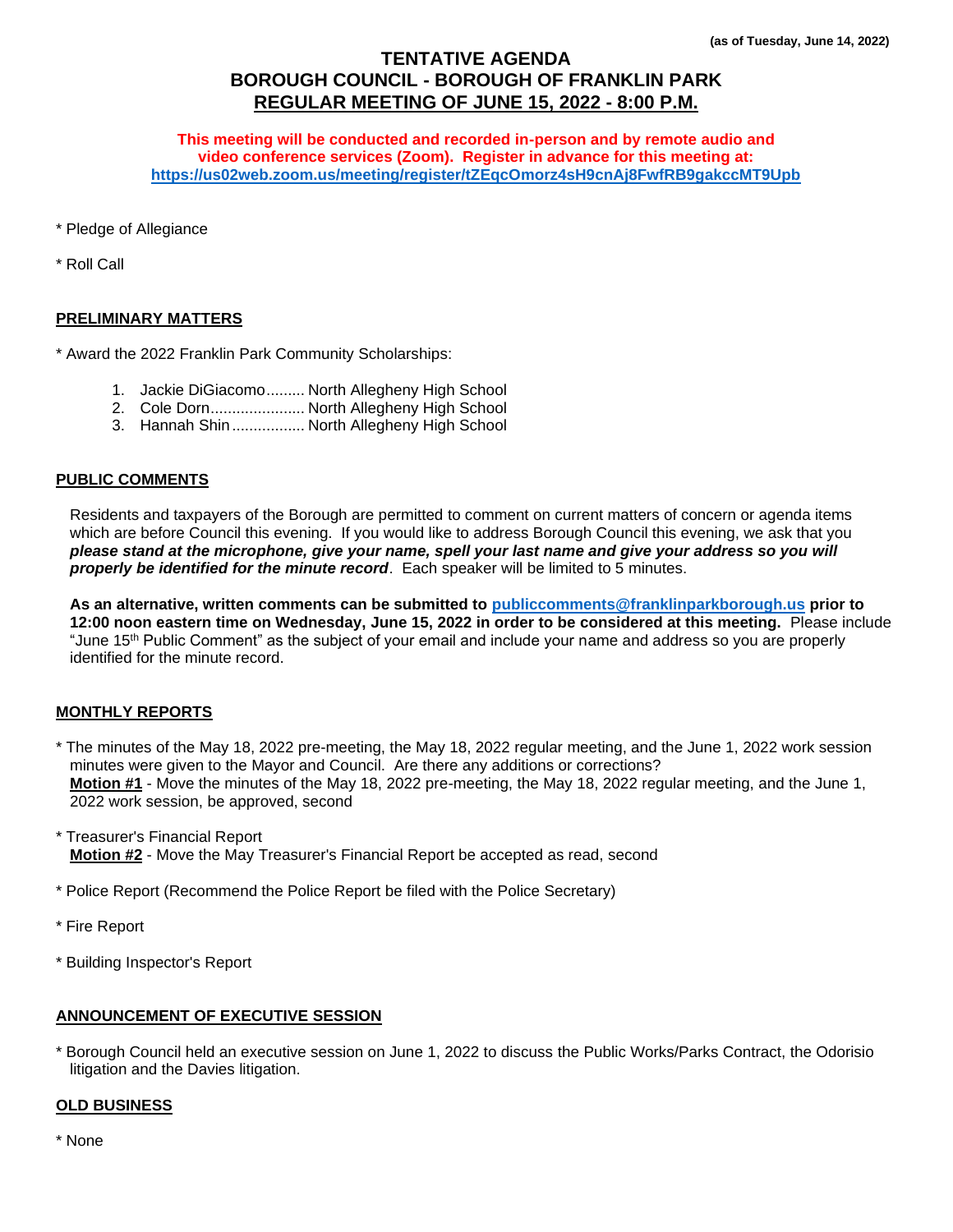**(as of Tuesday, June 14, 2022)**

# TENTATIVE AGENDA
# BOROUGH COUNCIL - BOROUGH OF FRANKLIN PARK
# REGULAR MEETING OF JUNE 15, 2022 - 8:00 P.M.

**This meeting will be conducted and recorded in-person and by remote audio and video conference services (Zoom). Register in advance for this meeting at: https://us02web.zoom.us/meeting/register/tZEqcOmorz4sH9cnAj8FwfRB9gakccMT9Upb**

* Pledge of Allegiance

* Roll Call

## PRELIMINARY MATTERS

* Award the 2022 Franklin Park Community Scholarships:

1. Jackie DiGiacomo......... North Allegheny High School
2. Cole Dorn...................... North Allegheny High School
3. Hannah Shin................. North Allegheny High School

## PUBLIC COMMENTS

Residents and taxpayers of the Borough are permitted to comment on current matters of concern or agenda items which are before Council this evening. If you would like to address Borough Council this evening, we ask that you ***please stand at the microphone, give your name, spell your last name and give your address so you will properly be identified for the minute record***. Each speaker will be limited to 5 minutes.

**As an alternative, written comments can be submitted to publiccomments@franklinparkborough.us prior to 12:00 noon eastern time on Wednesday, June 15, 2022 in order to be considered at this meeting.** Please include "June 15th Public Comment" as the subject of your email and include your name and address so you are properly identified for the minute record.

## MONTHLY REPORTS

* The minutes of the May 18, 2022 pre-meeting, the May 18, 2022 regular meeting, and the June 1, 2022 work session minutes were given to the Mayor and Council. Are there any additions or corrections?
  **Motion #1** - Move the minutes of the May 18, 2022 pre-meeting, the May 18, 2022 regular meeting, and the June 1, 2022 work session, be approved, second

* Treasurer's Financial Report
  **Motion #2** - Move the May Treasurer's Financial Report be accepted as read, second

* Police Report (Recommend the Police Report be filed with the Police Secretary)

* Fire Report

* Building Inspector's Report

## ANNOUNCEMENT OF EXECUTIVE SESSION

* Borough Council held an executive session on June 1, 2022 to discuss the Public Works/Parks Contract, the Odorisio litigation and the Davies litigation.

## OLD BUSINESS

* None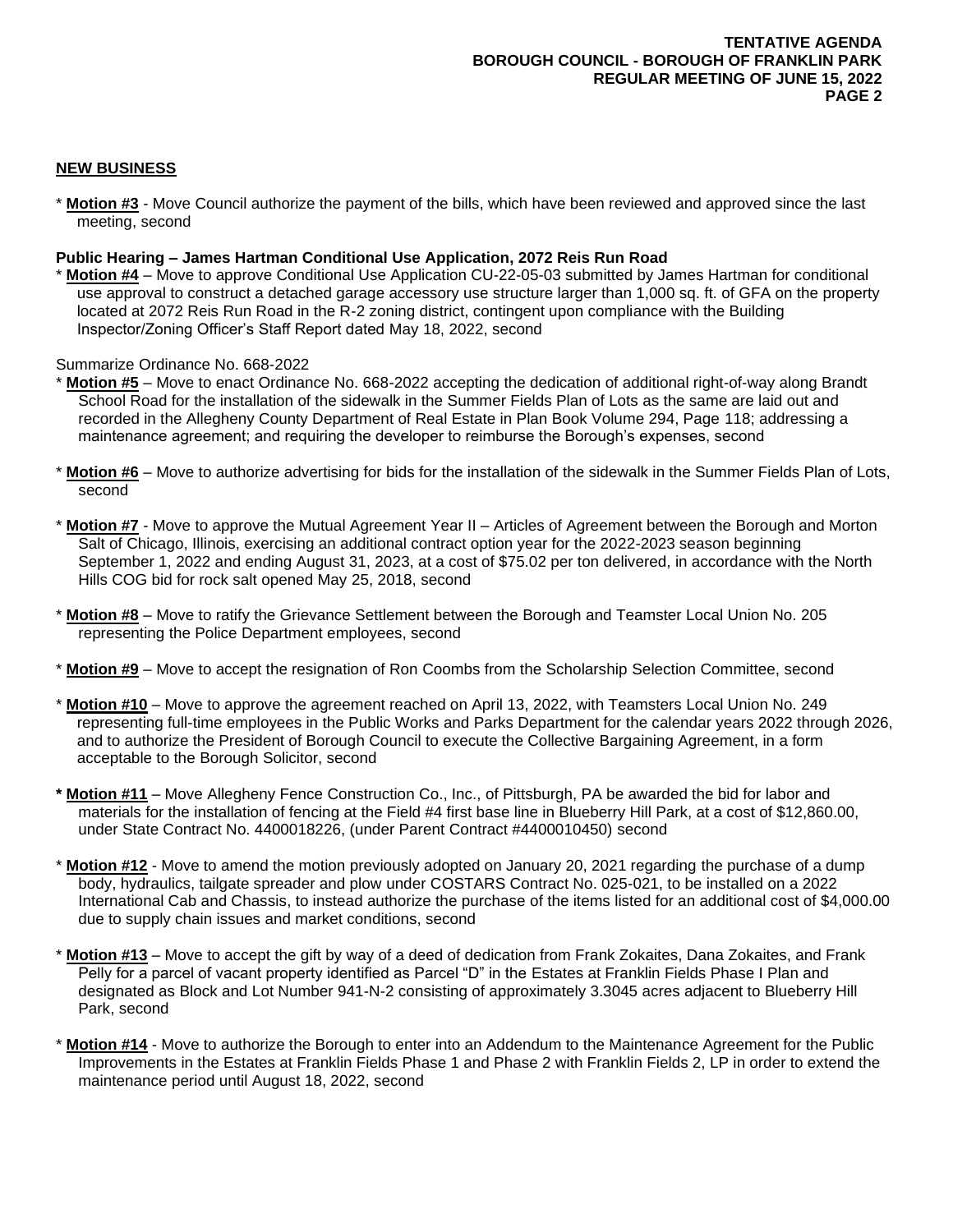## NEW BUSINESS

* **Motion #3** - Move Council authorize the payment of the bills, which have been reviewed and approved since the last meeting, second

**Public Hearing – James Hartman Conditional Use Application, 2072 Reis Run Road**

* **Motion #4** – Move to approve Conditional Use Application CU-22-05-03 submitted by James Hartman for conditional use approval to construct a detached garage accessory use structure larger than 1,000 sq. ft. of GFA on the property located at 2072 Reis Run Road in the R-2 zoning district, contingent upon compliance with the Building Inspector/Zoning Officer's Staff Report dated May 18, 2022, second

Summarize Ordinance No. 668-2022

* **Motion #5** – Move to enact Ordinance No. 668-2022 accepting the dedication of additional right-of-way along Brandt School Road for the installation of the sidewalk in the Summer Fields Plan of Lots as the same are laid out and recorded in the Allegheny County Department of Real Estate in Plan Book Volume 294, Page 118; addressing a maintenance agreement; and requiring the developer to reimburse the Borough's expenses, second

* **Motion #6** – Move to authorize advertising for bids for the installation of the sidewalk in the Summer Fields Plan of Lots, second

* **Motion #7** - Move to approve the Mutual Agreement Year II – Articles of Agreement between the Borough and Morton Salt of Chicago, Illinois, exercising an additional contract option year for the 2022-2023 season beginning September 1, 2022 and ending August 31, 2023, at a cost of $75.02 per ton delivered, in accordance with the North Hills COG bid for rock salt opened May 25, 2018, second

* **Motion #8** – Move to ratify the Grievance Settlement between the Borough and Teamster Local Union No. 205 representing the Police Department employees, second

* **Motion #9** – Move to accept the resignation of Ron Coombs from the Scholarship Selection Committee, second

* **Motion #10** – Move to approve the agreement reached on April 13, 2022, with Teamsters Local Union No. 249 representing full-time employees in the Public Works and Parks Department for the calendar years 2022 through 2026, and to authorize the President of Borough Council to execute the Collective Bargaining Agreement, in a form acceptable to the Borough Solicitor, second

* **Motion #11** – Move Allegheny Fence Construction Co., Inc., of Pittsburgh, PA be awarded the bid for labor and materials for the installation of fencing at the Field #4 first base line in Blueberry Hill Park, at a cost of $12,860.00, under State Contract No. 4400018226, (under Parent Contract #4400010450) second

* **Motion #12** - Move to amend the motion previously adopted on January 20, 2021 regarding the purchase of a dump body, hydraulics, tailgate spreader and plow under COSTARS Contract No. 025-021, to be installed on a 2022 International Cab and Chassis, to instead authorize the purchase of the items listed for an additional cost of $4,000.00 due to supply chain issues and market conditions, second

* **Motion #13** – Move to accept the gift by way of a deed of dedication from Frank Zokaites, Dana Zokaites, and Frank Pelly for a parcel of vacant property identified as Parcel "D" in the Estates at Franklin Fields Phase I Plan and designated as Block and Lot Number 941-N-2 consisting of approximately 3.3045 acres adjacent to Blueberry Hill Park, second

* **Motion #14** - Move to authorize the Borough to enter into an Addendum to the Maintenance Agreement for the Public Improvements in the Estates at Franklin Fields Phase 1 and Phase 2 with Franklin Fields 2, LP in order to extend the maintenance period until August 18, 2022, second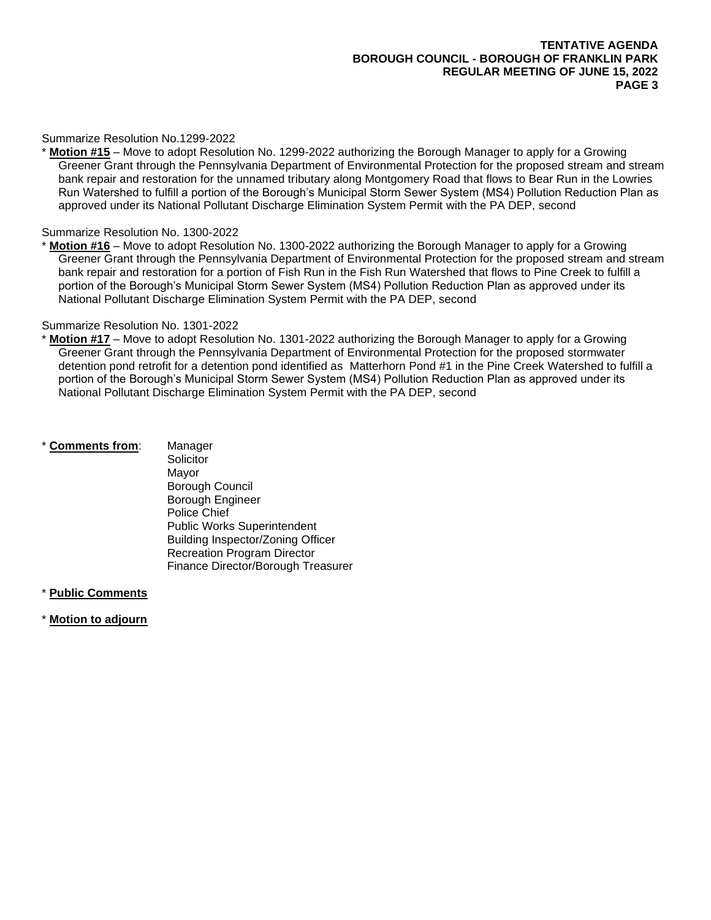Summarize Resolution No.1299-2022

* **Motion #15** – Move to adopt Resolution No. 1299-2022 authorizing the Borough Manager to apply for a Growing Greener Grant through the Pennsylvania Department of Environmental Protection for the proposed stream and stream bank repair and restoration for the unnamed tributary along Montgomery Road that flows to Bear Run in the Lowries Run Watershed to fulfill a portion of the Borough's Municipal Storm Sewer System (MS4) Pollution Reduction Plan as approved under its National Pollutant Discharge Elimination System Permit with the PA DEP, second

Summarize Resolution No. 1300-2022

* **Motion #16** – Move to adopt Resolution No. 1300-2022 authorizing the Borough Manager to apply for a Growing Greener Grant through the Pennsylvania Department of Environmental Protection for the proposed stream and stream bank repair and restoration for a portion of Fish Run in the Fish Run Watershed that flows to Pine Creek to fulfill a portion of the Borough's Municipal Storm Sewer System (MS4) Pollution Reduction Plan as approved under its National Pollutant Discharge Elimination System Permit with the PA DEP, second

Summarize Resolution No. 1301-2022

* **Motion #17** – Move to adopt Resolution No. 1301-2022 authorizing the Borough Manager to apply for a Growing Greener Grant through the Pennsylvania Department of Environmental Protection for the proposed stormwater detention pond retrofit for a detention pond identified as Matterhorn Pond #1 in the Pine Creek Watershed to fulfill a portion of the Borough's Municipal Storm Sewer System (MS4) Pollution Reduction Plan as approved under its National Pollutant Discharge Elimination System Permit with the PA DEP, second

* **Comments from**: Manager
  Solicitor
  Mayor
  Borough Council
  Borough Engineer
  Police Chief
  Public Works Superintendent
  Building Inspector/Zoning Officer
  Recreation Program Director
  Finance Director/Borough Treasurer

* **Public Comments**

* **Motion to adjourn**